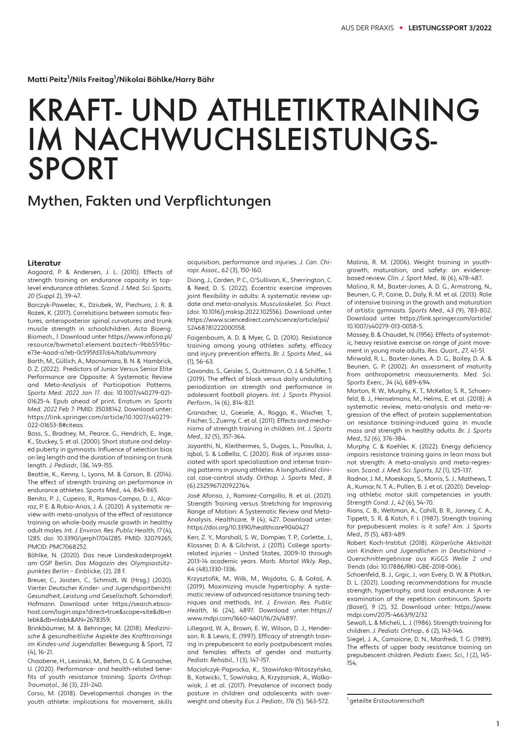Matti Peitz[1]/Nils Freitag[1]/Nikolai Böhlke/Harry Bähr

# KRAFT- UND ATHLETIKTRAINING IM NACHWUCHSLEISTUNGS-SPORT

## Mythen, Fakten und Verpflichtungen

### Literatur

Aagaard, P. & Andersen, J. L. (2010). Effects of strength training on endurance capacity in top-level endurance athletes. *Scand. J. Med. Sci. Sports, 20* (Suppl 2), 39-47.

Barczyk-Pawelec, K., Dziubek, W., Piechura, J. R. & Rożek, K. (2017). Correlations between somatic features, anteroposterior spinal curvatures and trunk muscle strength in schoolchildren. *Acta Bioeng. Biomech., 1.* Download unter https://www.infona.pl/resource/bwmeta1.element.baztech-9bb559bc-e73e-4aad-a7eb-0c595fd37c64/tab/summary

Barth, M., Güllich, A., Macnamara, B. N. & Hambrick, D. Z. (2022). Predictors of Junior Versus Senior Elite Performance are Opposite: A Systematic Review and Meta-Analysis of Participation Patterns. *Sports Med. 2022 Jan 17.* doi: 10.1007/s40279-021-01625-4. Epub ahead of print. Erratum in: *Sports Med. 2022 Feb 7*: PMID: 35038142. Download unter: https://link.springer.com/article/10.1007/s40279-022-01653-8#citeas.

Bass, S., Bradney, M., Pearce, G., Hendrich, E., Inge, K., Stuckey, S. et al. (2000). Short stature and delayed puberty in gymnasts: Influence of selection bias on leg length and the duration of training on trunk length. *J. Pediadr., 136,* 149-155.

Beattie, K., Kenny, I., Lyons, M. & Carson, B. (2014). The effect of strength training on performance in endurance athletes. *Sports Med., 44,* 845-865.

Benito, P. J., Cupeiro, R., Ramos-Campo, D. J., Alcaraz, P. E. & Rubio-Arias, J. Á. (2020). A systematic review with meta-analysis of the effect of resistance training on whole-body muscle growth in healthy adult males. *Int. J. Environ. Res. Public Health, 17* (4), 1285. doi: 10.3390/ijerph17041285. PMID: 32079265; PMCID: PMC7068252.

Böhlke, N. (2020). Das neue Landeskaderprojekt am OSP Berlin. *Das Magazin des Olympiastützpunktes Berlin – Einblicke,* (2), 28 f.

Breuer, C., Joisten, C., Schmidt, W. (Hrsg.) (2020). *Vierter Deutscher Kinder- und Jugendsportbericht: Gesundheit, Leistung und Gesellschaft.* Schorndorf: Hofmann. Download unter https://search.ebscohost.com/login.aspx?direct=true&scope=site&db=nlebk&db=nlabk&AN=2678359.

Brinkbäumer, M. & Behringer, M. (2018). *Medizinische & gesundheitliche Aspekte des Krafttrainings im Kindes-und Jugendalter.* Bewegung & Sport, 72 (4), 16-21.

Chaabene, H., Lesinski, M., Behm, D. G. & Granacher, U. (2020). Performance- and health-related benefits of youth resistance training. *Sports Orthop. Traumatol., 36* (3), 231-240.

Corso, M. (2018). Developmental changes in the youth athlete: implications for movement, skills acquisition, performance and injuries. *J. Can. Chiropr. Assoc., 62* (3), 150-160.

Diong, J., Carden, P. C., O'Sullivan, K., Sherrington, C. & Reed, D. S. (2022). Eccentric exercise improves joint flexibility in adults: A systematic review update and meta-analysis. *Musculoskelet. Sci. Pract.* (doi: 10.1016/j.msksp.2022.102556). Download unter https://www.sciencedirect.com/science/article/pii/S2468781222000558.

Faigenbaum, A. D. & Myer, G. D. (2010). Resistance training among young athletes: safety, efficacy and injury prevention effects. *Br. J. Sports Med., 44* (1), 56-63.

Gavanda, S., Geisler, S., Quittmann, O. J. & Schiffer, T. (2019). The effect of block versus daily undulating periodization on strength and performance in adolescent football players. *Int. J. Sports Physiol. Perform., 14* (6), 814-821.

Granacher, U., Goesele, A., Roggo, K., Wischer, T., Fischer, S., Zuerny, C. et al. (2011). Effects and mechanisms of strength training in children. *Int. J. Sports Med., 32* (5), 357-364.

Jayanthi, N., Kleithermes, S., Dugas, L., Pasulka, J., Iqbal, S. & LaBella, C. (2020). Risk of injuries associated with sport specialization and intense training patterns in young athletes: A longitudinal clinical case-control study. *Orthop. J. Sports Med., 8* (6):2325967120922764.

José Afonso, J., Ramirez-Campillo, R. et al. (2021). Strength Training versus Stretching for Improving Range of Motion: A Systematic Review and Meta-Analysis. *Healthcare, 9* (4), 427. Download unter: https://doi.org/10.3390/healthcare9040427

Kerr, Z. Y., Marshall, S. W., Dompier, T. P., Corlette, J., Klossner, D. A. & Gilchrist, J. (2015). College sports-related injuries – United States, 2009-10 through 2013-14 academic years. *Morb. Mortal Wkly. Rep., 64* (48),1330-1336.

Krzysztofik, M., Wilk, M., Wojdała, G. & Gołaś, A. (2019). Maximizing muscle hypertrophy: A systematic review of advanced resistance training techniques and methods. *Int. J. Environ. Res. Public Health, 16* (24), 4897. Download unter: https://www.mdpi.com/1660-4601/16/24/4897.

Lillegard, W. A., Brown, E. W., Wilson, D. J., Henderson, R. & Lewis, E. (1997). Efficacy of strength training in prepubescent to early postpubescent males and females: effects of gender and maturity. *Pediatr. Rehabil., 1* (3), 147-157.

Maciałczyk-Paprocka, K., Stawińska-Witoszyńska, B., Kotwicki, T., Sowińska, A, Krzyżaniak, A., Walkowiak, J. et al. (2017). Prevalence of incorrect body posture in children and adolescents with overweight and obesity. *Eur. J. Pediatr., 176* (5). 563-572.

Malina, R. M. (2006). Weight training in youth-growth, maturation, and safety: an evidence-based review. *Clin. J. Sport Med., 16* (6), 478-487.

Malina, R. M., Baxter-Jones, A. D. G., Armstrong, N., Beunen, G. P., Caine, D., Daly, R. M. et al. (2013). Role of intensive training in the growth and maturation of artistic gymnasts. *Sports Med., 43* (9), 783-802. Download unter https://link.springer.com/article/10.1007/s40279-013-0058-5.

Massey, B. & Chaudet, N. (1956). Effects of systematic, heavy resistive exercise on range of joint movement in young male adults. *Res. Quart., 27,* 41-51.

Mirwald, R. L., Baxter-Jones, A. D. G., Bailey, D. A. & Beunen, G. P. (2002). An assessment of maturity from anthropometric measurements. *Med. Sci. Sports Exerc., 34* (4), 689-694.

Morton, R. W., Murphy, K. T., McKellar, S. R., Schoenfeld, B. J., Henselmans, M., Helms, E. et al. (2018). A systematic review, meta-analysis and meta-regression of the effect of protein supplementation on resistance training-induced gains in muscle mass and strength in healthy adults. *Br. J. Sports Med., 52* (6), 376-384.

Murphy, C. & Koehler, K. (2022). Energy deficiency impairs resistance training gains in lean mass but not strength: A meta-analysis and meta-regression. *Scand. J. Med. Sci. Sports, 32* (1), 125-137.

Radnor, J. M., Moeskops, S., Morris, S. J., Mathews, T. A., Kumar, N. T. A., Pullen, B. J. et al. (2020). Developing athletic motor skill competencies in youth. *Strength Cond. J., 42* (6), 54-70.

Rians, C. B., Weltman, A., Cahill, B. R., Janney, C. A., Tippett, S. R. & Katch, F. I. (1987). Strength training for prepubescent males: is it safe? *Am. J. Sports Med., 15* (5), 483-489.

Robert Koch-Institut (2018). *Körperliche Aktivität von Kindern und Jugendlichen in Deutschland – Querschnittergebnisse aus KiGGS Welle 2 und Trends* (doi: 10.17886/RKI-GBE-2018-006).

Schoenfeld, B. J., Grgic, J., van Every, D. W. & Plotkin, D. L. (2021). Loading recommendations for muscle strength, hypertrophy, and local endurance: A re-examination of the repetition continuum. *Sports (Basel), 9* (2), 32. Download unter: https://www.mdpi.com/2075-4663/9/2/32

Sewall, L. & Micheli, L. J. (1986). Strength training for children. *J. Pediatr. Orthop., 6* (2), 143-146.

Siegel, J. A., Camaione, D. N., Manfredi, T. G. (1989). The effects of upper body resistance training on prepubescent children. *Pediatr. Exerc. Sci., 1* (2), 145-154.

[1] geteilte Erstautorenschaft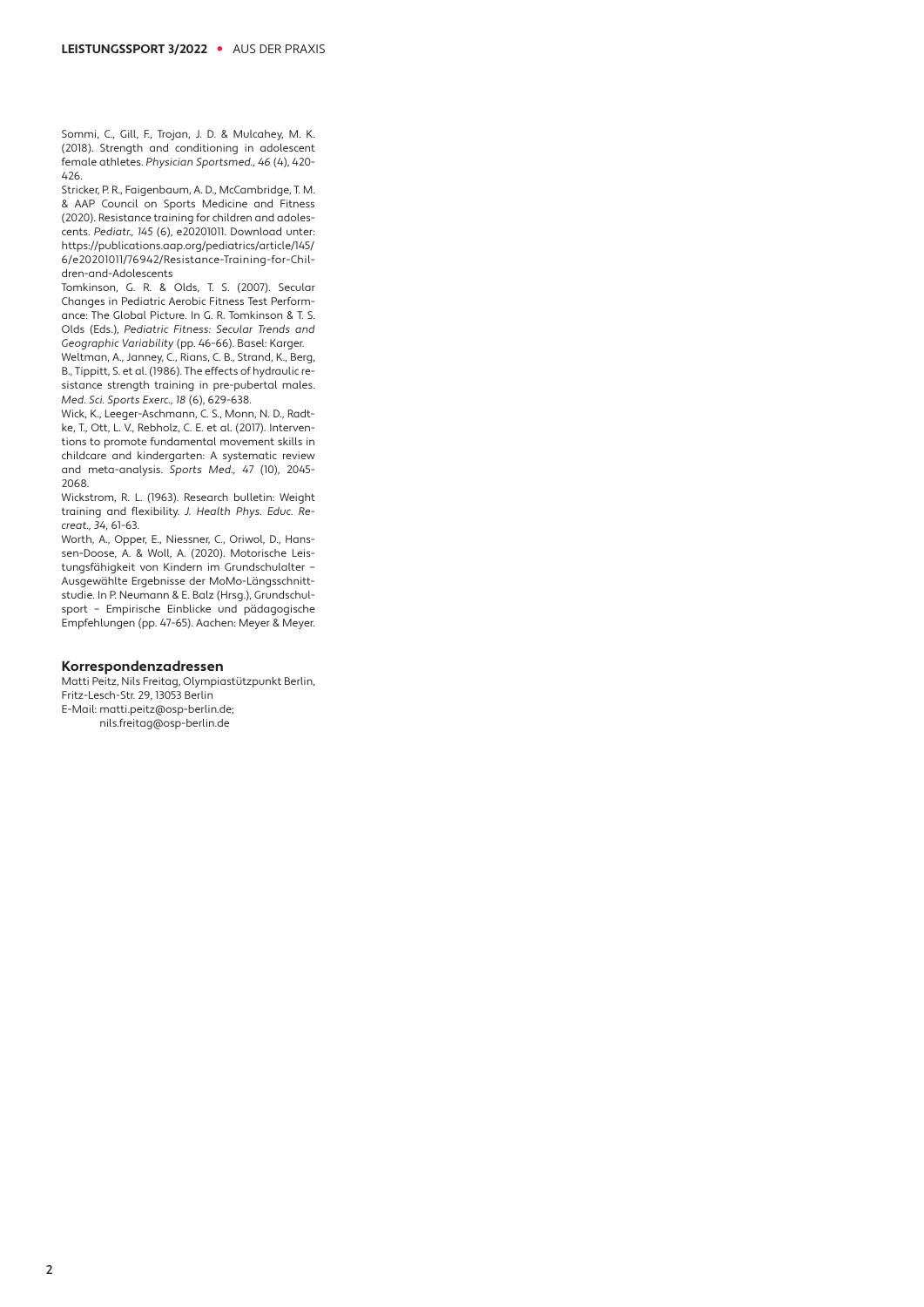Sommi, C., Gill, F., Trojan, J. D. & Mulcahey, M. K. (2018). Strength and conditioning in adolescent female athletes. *Physician Sportsmed., 46* (4), 420-426.

Stricker, P. R., Faigenbaum, A. D., McCambridge, T. M. & AAP Council on Sports Medicine and Fitness (2020). Resistance training for children and adolescents. *Pediatr., 145* (6), e20201011. Download unter: https://publications.aap.org/pediatrics/article/145/6/e20201011/76942/Resistance-Training-for-Children-and-Adolescents

Tomkinson, G. R. & Olds, T. S. (2007). Secular Changes in Pediatric Aerobic Fitness Test Performance: The Global Picture. In G. R. Tomkinson & T. S. Olds (Eds.), *Pediatric Fitness: Secular Trends and Geographic Variability* (pp. 46-66). Basel: Karger.

Weltman, A., Janney, C., Rians, C. B., Strand, K., Berg, B., Tippitt, S. et al. (1986). The effects of hydraulic resistance strength training in pre-pubertal males. *Med. Sci. Sports Exerc., 18* (6), 629-638.

Wick, K., Leeger-Aschmann, C. S., Monn, N. D., Radtke, T., Ott, L. V., Rebholz, C. E. et al. (2017). Interventions to promote fundamental movement skills in childcare and kindergarten: A systematic review and meta-analysis. *Sports Med.,* 47 (10), 2045-2068.

Wickstrom, R. L. (1963). Research bulletin: Weight training and flexibility. *J. Health Phys. Educ. Recreat.,* 34, 61-63.

Worth, A., Opper, E., Niessner, C., Oriwol, D., Hanssen-Doose, A. & Woll, A. (2020). Motorische Leistungsfähigkeit von Kindern im Grundschulalter – Ausgewählte Ergebnisse der MoMo-Längsschnittstudie. In P. Neumann & E. Balz (Hrsg.), Grundschulsport – Empirische Einblicke und pädagogische Empfehlungen (pp. 47-65). Aachen: Meyer & Meyer.

## Korrespondenzadressen

Matti Peitz, Nils Freitag, Olympiastützpunkt Berlin, Fritz-Lesch-Str. 29, 13053 Berlin
E-Mail: matti.peitz@osp-berlin.de;
nils.freitag@osp-berlin.de